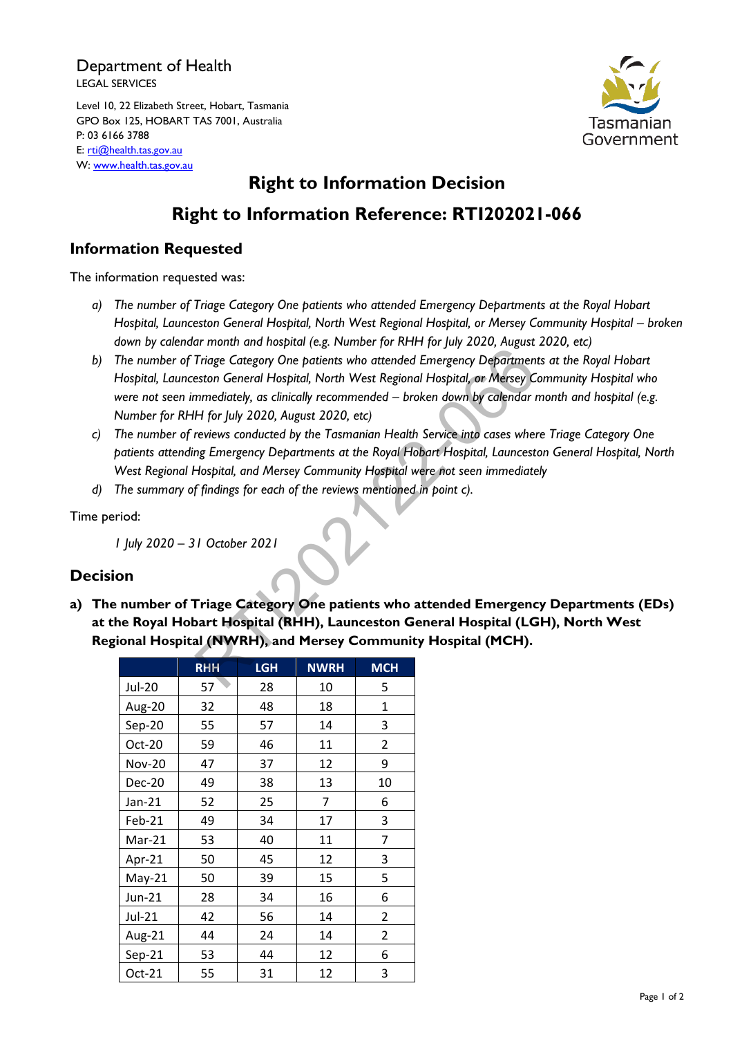Department of Health
LEGAL SERVICES

Level 10, 22 Elizabeth Street, Hobart, Tasmania
GPO Box 125, HOBART TAS 7001, Australia
P: 03 6166 3788
E: rti@health.tas.gov.au
W: www.health.tas.gov.au

Tasmanian Government

# Right to Information Decision

# Right to Information Reference: RTI202021-066

## Information Requested

The information requested was:

a) *The number of Triage Category One patients who attended Emergency Departments at the Royal Hobart Hospital, Launceston General Hospital, North West Regional Hospital, or Mersey Community Hospital – broken down by calendar month and hospital (e.g. Number for RHH for July 2020, August 2020, etc)*
b) *The number of Triage Category One patients who attended Emergency Departments at the Royal Hobart Hospital, Launceston General Hospital, North West Regional Hospital, or Mersey Community Hospital who were not seen immediately, as clinically recommended – broken down by calendar month and hospital (e.g. Number for RHH for July 2020, August 2020, etc)*
c) *The number of reviews conducted by the Tasmanian Health Service into cases where Triage Category One patients attending Emergency Departments at the Royal Hobart Hospital, Launceston General Hospital, North West Regional Hospital, and Mersey Community Hospital were not seen immediately*
d) *The summary of findings for each of the reviews mentioned in point c).*

Time period:

*1 July 2020 – 31 October 2021*

## Decision

**a) The number of Triage Category One patients who attended Emergency Departments (EDs) at the Royal Hobart Hospital (RHH), Launceston General Hospital (LGH), North West Regional Hospital (NWRH), and Mersey Community Hospital (MCH).**

| | RHH | LGH | NWRH | MCH |
|---|---|---|---|---|
| Jul-20 | 57 | 28 | 10 | 5 |
| Aug-20 | 32 | 48 | 18 | 1 |
| Sep-20 | 55 | 57 | 14 | 3 |
| Oct-20 | 59 | 46 | 11 | 2 |
| Nov-20 | 47 | 37 | 12 | 9 |
| Dec-20 | 49 | 38 | 13 | 10 |
| Jan-21 | 52 | 25 | 7 | 6 |
| Feb-21 | 49 | 34 | 17 | 3 |
| Mar-21 | 53 | 40 | 11 | 7 |
| Apr-21 | 50 | 45 | 12 | 3 |
| May-21 | 50 | 39 | 15 | 5 |
| Jun-21 | 28 | 34 | 16 | 6 |
| Jul-21 | 42 | 56 | 14 | 2 |
| Aug-21 | 44 | 24 | 14 | 2 |
| Sep-21 | 53 | 44 | 12 | 6 |
| Oct-21 | 55 | 31 | 12 | 3 |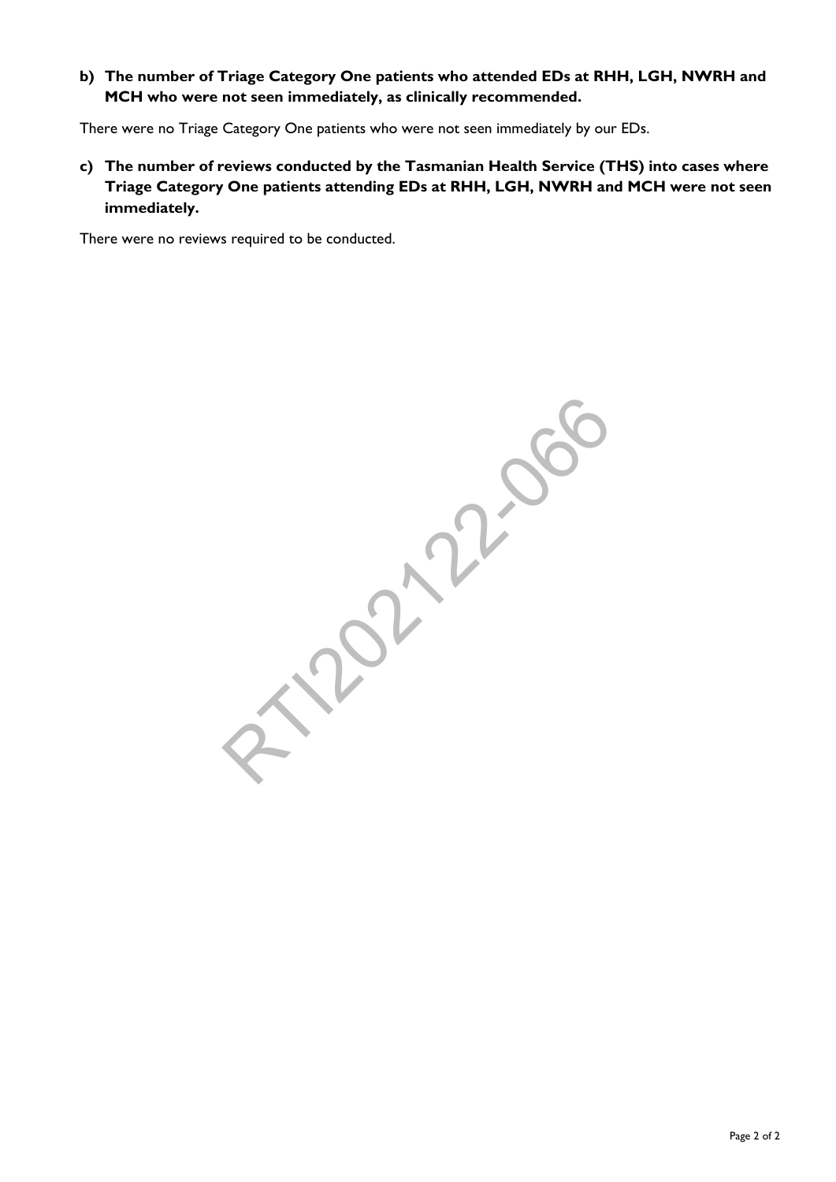**b) The number of Triage Category One patients who attended EDs at RHH, LGH, NWRH and MCH who were not seen immediately, as clinically recommended.**

There were no Triage Category One patients who were not seen immediately by our EDs.

**c) The number of reviews conducted by the Tasmanian Health Service (THS) into cases where Triage Category One patients attending EDs at RHH, LGH, NWRH and MCH were not seen immediately.**

There were no reviews required to be conducted.

RTI2021 22-066